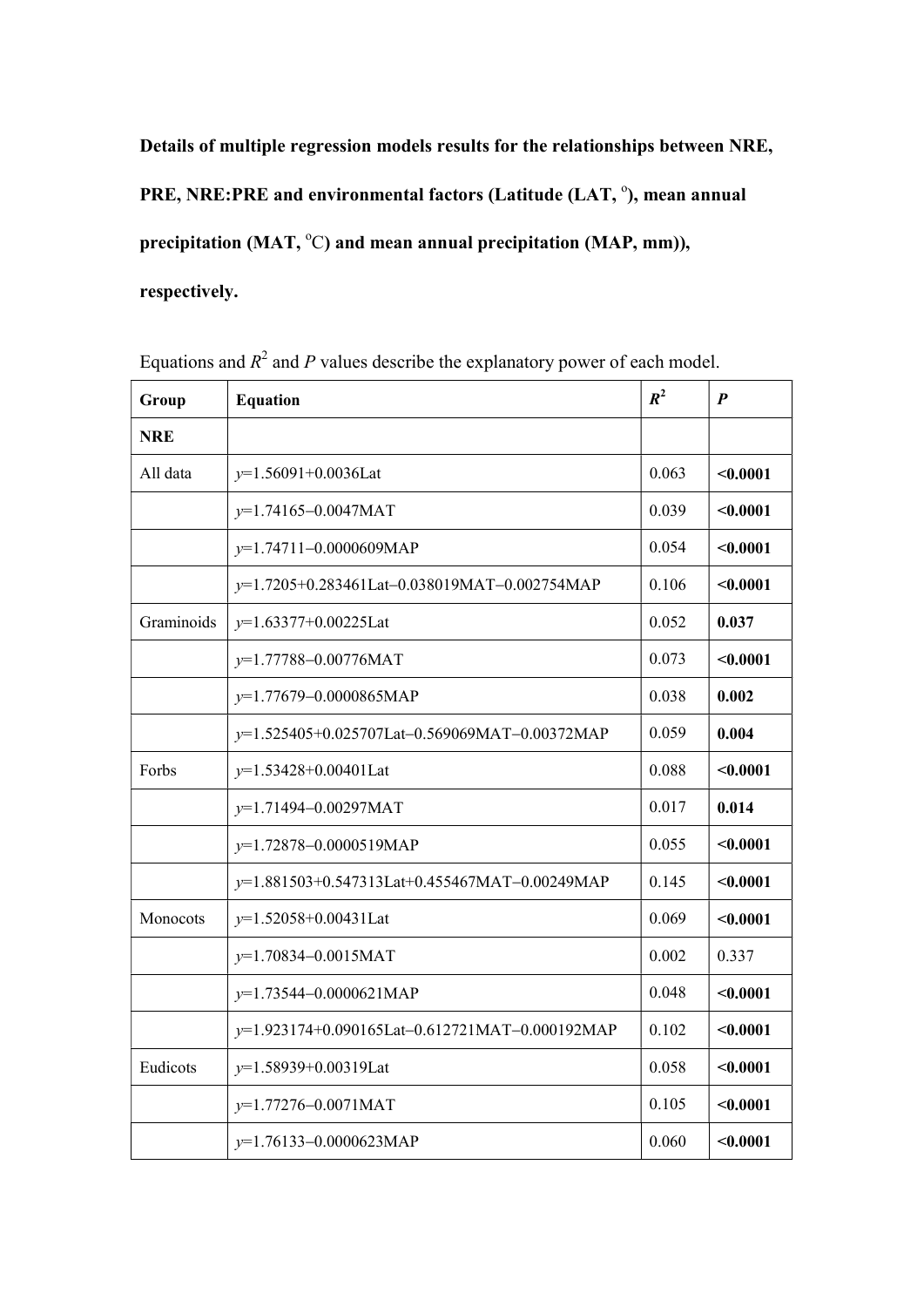**Details of multiple regression models results for the relationships between NRE, PRE, NRE:PRE and environmental factors (Latitude (LAT, °), mean annual precipitation (MAT, °C) and mean annual precipitation (MAP, mm)), respectively.**

Equations and $R^2$ and $P$ values describe the explanatory power of each model.

| **Group** | **Equation** | $R^2$ | $P$ |
|---|---|---|---|
| **NRE** | | | |
| All data | $y$=1.56091+0.0036Lat | 0.063 | **<0.0001** |
| | $y$=1.74165–0.0047MAT | 0.039 | **<0.0001** |
| | $y$=1.74711–0.0000609MAP | 0.054 | **<0.0001** |
| | $y$=1.7205+0.283461Lat–0.038019MAT–0.002754MAP | 0.106 | **<0.0001** |
| Graminoids | $y$=1.63377+0.00225Lat | 0.052 | **0.037** |
| | $y$=1.77788–0.00776MAT | 0.073 | **<0.0001** |
| | $y$=1.77679–0.0000865MAP | 0.038 | **0.002** |
| | $y$=1.525405+0.025707Lat–0.569069MAT–0.00372MAP | 0.059 | **0.004** |
| Forbs | $y$=1.53428+0.00401Lat | 0.088 | **<0.0001** |
| | $y$=1.71494–0.00297MAT | 0.017 | **0.014** |
| | $y$=1.72878–0.0000519MAP | 0.055 | **<0.0001** |
| | $y$=1.881503+0.547313Lat+0.455467MAT–0.00249MAP | 0.145 | **<0.0001** |
| Monocots | $y$=1.52058+0.00431Lat | 0.069 | **<0.0001** |
| | $y$=1.70834–0.0015MAT | 0.002 | 0.337 |
| | $y$=1.73544–0.0000621MAP | 0.048 | **<0.0001** |
| | $y$=1.923174+0.090165Lat–0.612721MAT–0.000192MAP | 0.102 | **<0.0001** |
| Eudicots | $y$=1.58939+0.00319Lat | 0.058 | **<0.0001** |
| | $y$=1.77276–0.0071MAT | 0.105 | **<0.0001** |
| | $y$=1.76133–0.0000623MAP | 0.060 | **<0.0001** |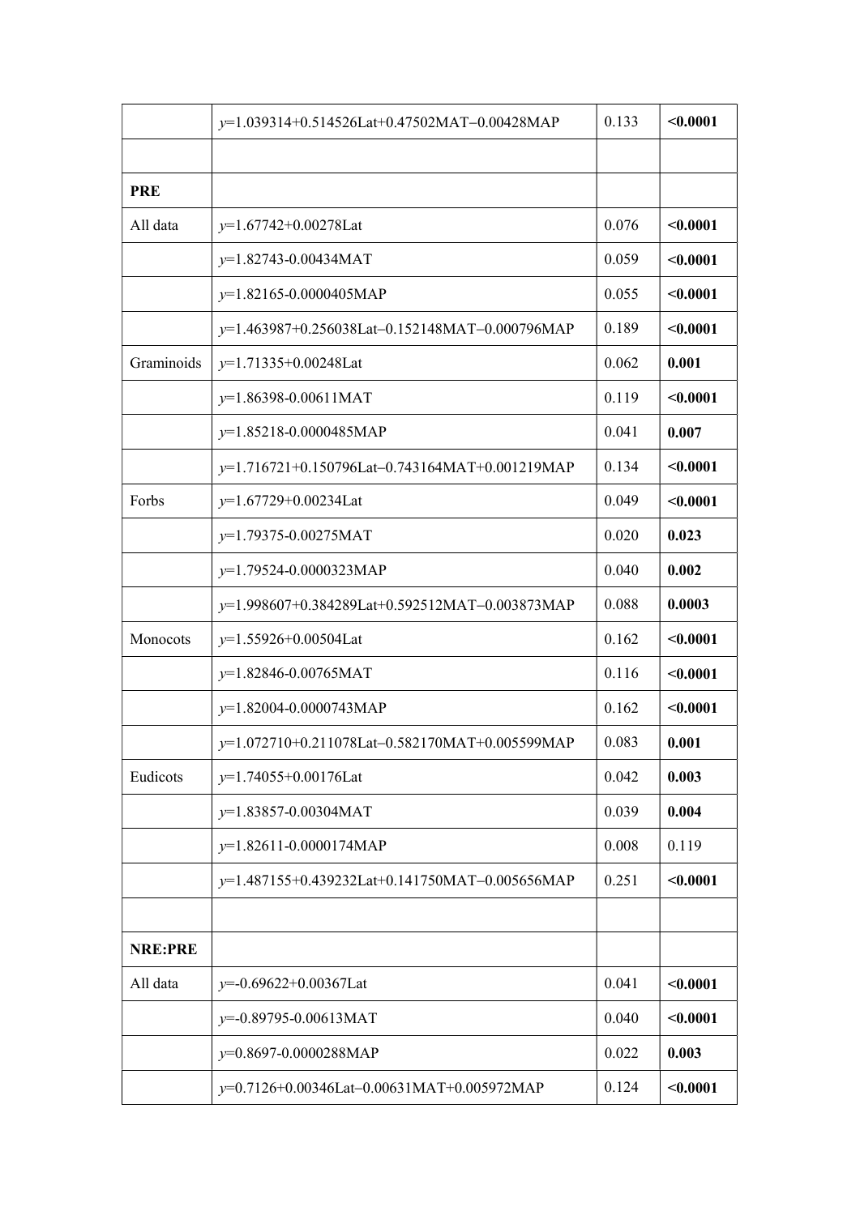| | | | |
|---|---|---|---|
| | $y$=1.039314+0.514526Lat+0.47502MAT−0.00428MAP | 0.133 | **<0.0001** |
| | | | |
| **PRE** | | | |
| All data | $y$=1.67742+0.00278Lat | 0.076 | **<0.0001** |
| | $y$=1.82743-0.00434MAT | 0.059 | **<0.0001** |
| | $y$=1.82165-0.0000405MAP | 0.055 | **<0.0001** |
| | $y$=1.463987+0.256038Lat−0.152148MAT−0.000796MAP | 0.189 | **<0.0001** |
| Graminoids | $y$=1.71335+0.00248Lat | 0.062 | **0.001** |
| | $y$=1.86398-0.00611MAT | 0.119 | **<0.0001** |
| | $y$=1.85218-0.0000485MAP | 0.041 | **0.007** |
| | $y$=1.716721+0.150796Lat−0.743164MAT+0.001219MAP | 0.134 | **<0.0001** |
| Forbs | $y$=1.67729+0.00234Lat | 0.049 | **<0.0001** |
| | $y$=1.79375-0.00275MAT | 0.020 | **0.023** |
| | $y$=1.79524-0.0000323MAP | 0.040 | **0.002** |
| | $y$=1.998607+0.384289Lat+0.592512MAT−0.003873MAP | 0.088 | **0.0003** |
| Monocots | $y$=1.55926+0.00504Lat | 0.162 | **<0.0001** |
| | $y$=1.82846-0.00765MAT | 0.116 | **<0.0001** |
| | $y$=1.82004-0.0000743MAP | 0.162 | **<0.0001** |
| | $y$=1.072710+0.211078Lat−0.582170MAT+0.005599MAP | 0.083 | **0.001** |
| Eudicots | $y$=1.74055+0.00176Lat | 0.042 | **0.003** |
| | $y$=1.83857-0.00304MAT | 0.039 | **0.004** |
| | $y$=1.82611-0.0000174MAP | 0.008 | 0.119 |
| | $y$=1.487155+0.439232Lat+0.141750MAT−0.005656MAP | 0.251 | **<0.0001** |
| | | | |
| **NRE:PRE** | | | |
| All data | $y$=-0.69622+0.00367Lat | 0.041 | **<0.0001** |
| | $y$=-0.89795-0.00613MAT | 0.040 | **<0.0001** |
| | $y$=0.8697-0.0000288MAP | 0.022 | **0.003** |
| | $y$=0.7126+0.00346Lat−0.00631MAT+0.005972MAP | 0.124 | **<0.0001** |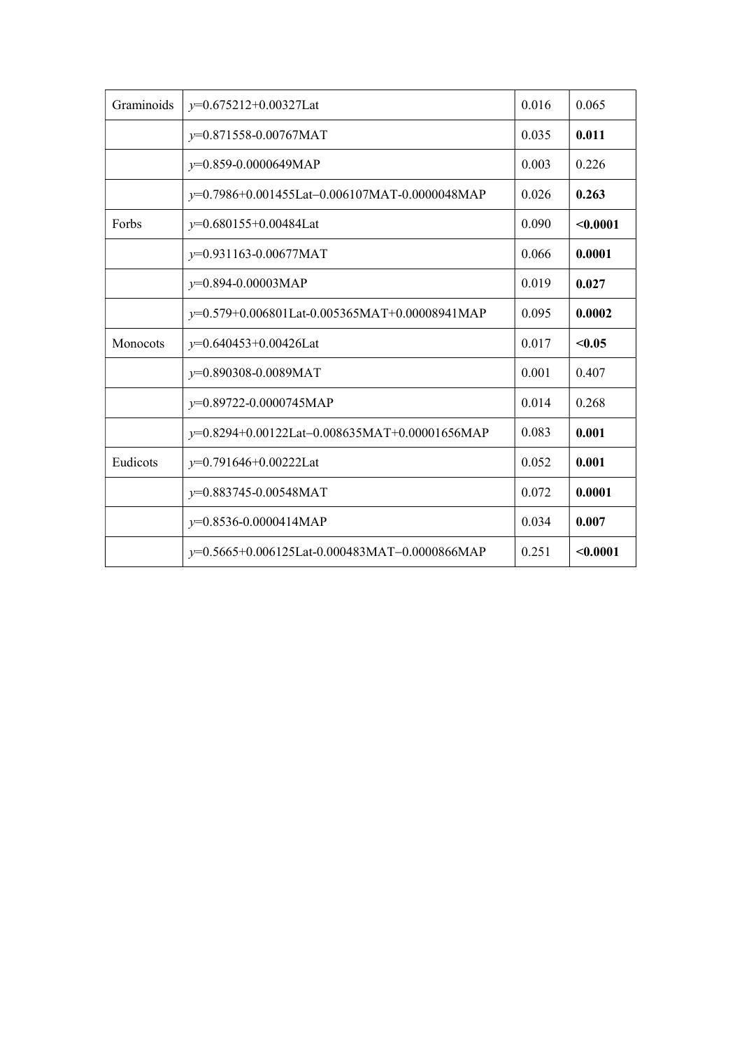| | | | |
|---|---|---|---|
| Graminoids | $y$=0.675212+0.00327Lat | 0.016 | 0.065 |
| | $y$=0.871558-0.00767MAT | 0.035 | **0.011** |
| | $y$=0.859-0.0000649MAP | 0.003 | 0.226 |
| | $y$=0.7986+0.001455Lat–0.006107MAT-0.0000048MAP | 0.026 | **0.263** |
| Forbs | $y$=0.680155+0.00484Lat | 0.090 | **<0.0001** |
| | $y$=0.931163-0.00677MAT | 0.066 | **0.0001** |
| | $y$=0.894-0.00003MAP | 0.019 | **0.027** |
| | $y$=0.579+0.006801Lat-0.005365MAT+0.00008941MAP | 0.095 | **0.0002** |
| Monocots | $y$=0.640453+0.00426Lat | 0.017 | **<0.05** |
| | $y$=0.890308-0.0089MAT | 0.001 | 0.407 |
| | $y$=0.89722-0.0000745MAP | 0.014 | 0.268 |
| | $y$=0.8294+0.00122Lat–0.008635MAT+0.00001656MAP | 0.083 | **0.001** |
| Eudicots | $y$=0.791646+0.00222Lat | 0.052 | **0.001** |
| | $y$=0.883745-0.00548MAT | 0.072 | **0.0001** |
| | $y$=0.8536-0.0000414MAP | 0.034 | **0.007** |
| | $y$=0.5665+0.006125Lat-0.000483MAT–0.0000866MAP | 0.251 | **<0.0001** |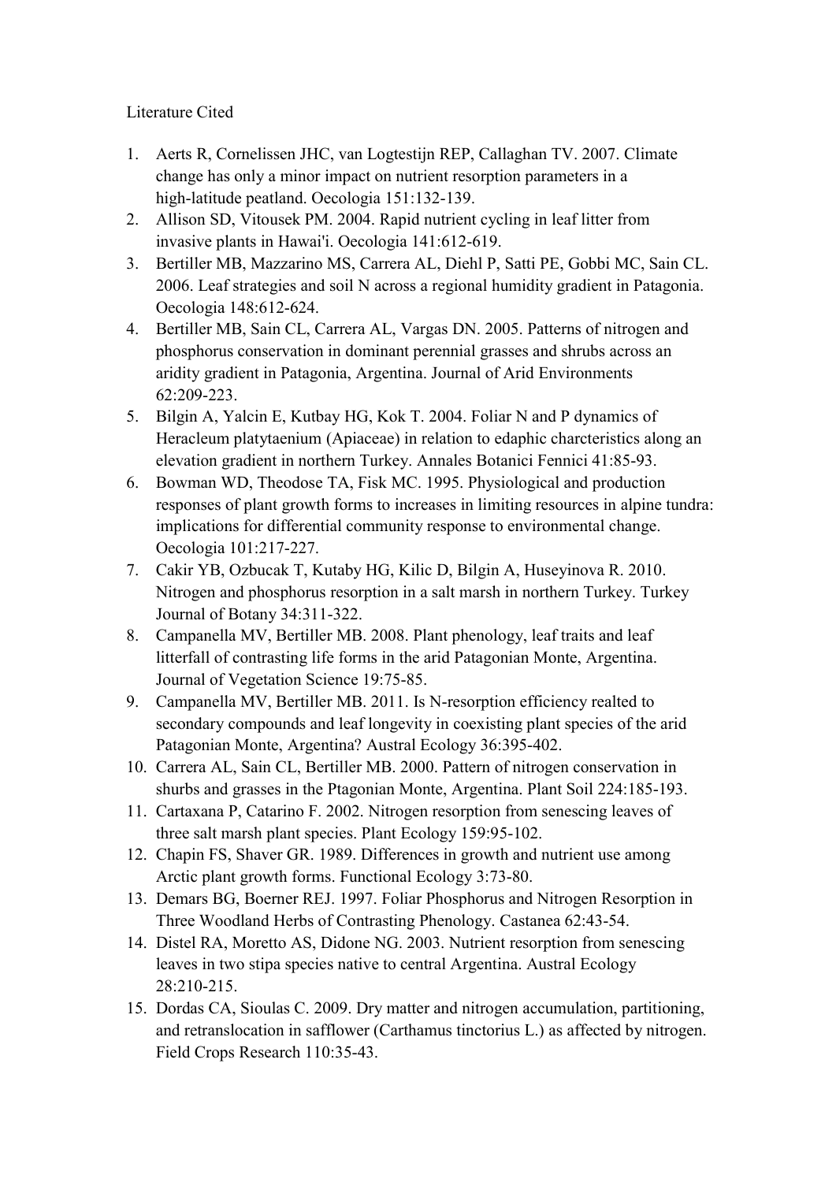Literature Cited

1. Aerts R, Cornelissen JHC, van Logtestijn REP, Callaghan TV. 2007. Climate change has only a minor impact on nutrient resorption parameters in a high-latitude peatland. Oecologia 151:132-139.
2. Allison SD, Vitousek PM. 2004. Rapid nutrient cycling in leaf litter from invasive plants in Hawai'i. Oecologia 141:612-619.
3. Bertiller MB, Mazzarino MS, Carrera AL, Diehl P, Satti PE, Gobbi MC, Sain CL. 2006. Leaf strategies and soil N across a regional humidity gradient in Patagonia. Oecologia 148:612-624.
4. Bertiller MB, Sain CL, Carrera AL, Vargas DN. 2005. Patterns of nitrogen and phosphorus conservation in dominant perennial grasses and shrubs across an aridity gradient in Patagonia, Argentina. Journal of Arid Environments 62:209-223.
5. Bilgin A, Yalcin E, Kutbay HG, Kok T. 2004. Foliar N and P dynamics of Heracleum platytaenium (Apiaceae) in relation to edaphic charcteristics along an elevation gradient in northern Turkey. Annales Botanici Fennici 41:85-93.
6. Bowman WD, Theodose TA, Fisk MC. 1995. Physiological and production responses of plant growth forms to increases in limiting resources in alpine tundra: implications for differential community response to environmental change. Oecologia 101:217-227.
7. Cakir YB, Ozbucak T, Kutaby HG, Kilic D, Bilgin A, Huseyinova R. 2010. Nitrogen and phosphorus resorption in a salt marsh in northern Turkey. Turkey Journal of Botany 34:311-322.
8. Campanella MV, Bertiller MB. 2008. Plant phenology, leaf traits and leaf litterfall of contrasting life forms in the arid Patagonian Monte, Argentina. Journal of Vegetation Science 19:75-85.
9. Campanella MV, Bertiller MB. 2011. Is N-resorption efficiency realted to secondary compounds and leaf longevity in coexisting plant species of the arid Patagonian Monte, Argentina? Austral Ecology 36:395-402.
10. Carrera AL, Sain CL, Bertiller MB. 2000. Pattern of nitrogen conservation in shurbs and grasses in the Ptagonian Monte, Argentina. Plant Soil 224:185-193.
11. Cartaxana P, Catarino F. 2002. Nitrogen resorption from senescing leaves of three salt marsh plant species. Plant Ecology 159:95-102.
12. Chapin FS, Shaver GR. 1989. Differences in growth and nutrient use among Arctic plant growth forms. Functional Ecology 3:73-80.
13. Demars BG, Boerner REJ. 1997. Foliar Phosphorus and Nitrogen Resorption in Three Woodland Herbs of Contrasting Phenology. Castanea 62:43-54.
14. Distel RA, Moretto AS, Didone NG. 2003. Nutrient resorption from senescing leaves in two stipa species native to central Argentina. Austral Ecology 28:210-215.
15. Dordas CA, Sioulas C. 2009. Dry matter and nitrogen accumulation, partitioning, and retranslocation in safflower (Carthamus tinctorius L.) as affected by nitrogen. Field Crops Research 110:35-43.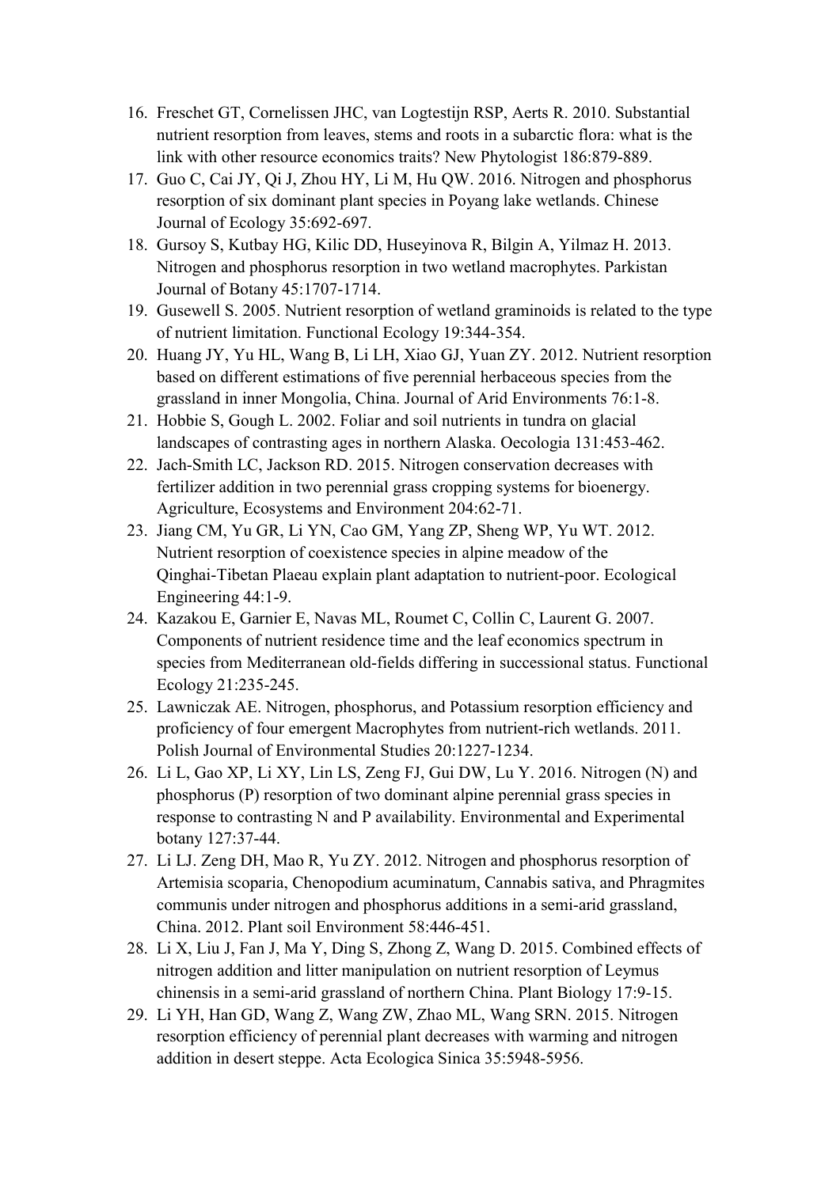16. Freschet GT, Cornelissen JHC, van Logtestijn RSP, Aerts R. 2010. Substantial nutrient resorption from leaves, stems and roots in a subarctic flora: what is the link with other resource economics traits? New Phytologist 186:879-889.
17. Guo C, Cai JY, Qi J, Zhou HY, Li M, Hu QW. 2016. Nitrogen and phosphorus resorption of six dominant plant species in Poyang lake wetlands. Chinese Journal of Ecology 35:692-697.
18. Gursoy S, Kutbay HG, Kilic DD, Huseyinova R, Bilgin A, Yilmaz H. 2013. Nitrogen and phosphorus resorption in two wetland macrophytes. Parkistan Journal of Botany 45:1707-1714.
19. Gusewell S. 2005. Nutrient resorption of wetland graminoids is related to the type of nutrient limitation. Functional Ecology 19:344-354.
20. Huang JY, Yu HL, Wang B, Li LH, Xiao GJ, Yuan ZY. 2012. Nutrient resorption based on different estimations of five perennial herbaceous species from the grassland in inner Mongolia, China. Journal of Arid Environments 76:1-8.
21. Hobbie S, Gough L. 2002. Foliar and soil nutrients in tundra on glacial landscapes of contrasting ages in northern Alaska. Oecologia 131:453-462.
22. Jach-Smith LC, Jackson RD. 2015. Nitrogen conservation decreases with fertilizer addition in two perennial grass cropping systems for bioenergy. Agriculture, Ecosystems and Environment 204:62-71.
23. Jiang CM, Yu GR, Li YN, Cao GM, Yang ZP, Sheng WP, Yu WT. 2012. Nutrient resorption of coexistence species in alpine meadow of the Qinghai-Tibetan Plaeau explain plant adaptation to nutrient-poor. Ecological Engineering 44:1-9.
24. Kazakou E, Garnier E, Navas ML, Roumet C, Collin C, Laurent G. 2007. Components of nutrient residence time and the leaf economics spectrum in species from Mediterranean old-fields differing in successional status. Functional Ecology 21:235-245.
25. Lawniczak AE. Nitrogen, phosphorus, and Potassium resorption efficiency and proficiency of four emergent Macrophytes from nutrient-rich wetlands. 2011. Polish Journal of Environmental Studies 20:1227-1234.
26. Li L, Gao XP, Li XY, Lin LS, Zeng FJ, Gui DW, Lu Y. 2016. Nitrogen (N) and phosphorus (P) resorption of two dominant alpine perennial grass species in response to contrasting N and P availability. Environmental and Experimental botany 127:37-44.
27. Li LJ. Zeng DH, Mao R, Yu ZY. 2012. Nitrogen and phosphorus resorption of Artemisia scoparia, Chenopodium acuminatum, Cannabis sativa, and Phragmites communis under nitrogen and phosphorus additions in a semi-arid grassland, China. 2012. Plant soil Environment 58:446-451.
28. Li X, Liu J, Fan J, Ma Y, Ding S, Zhong Z, Wang D. 2015. Combined effects of nitrogen addition and litter manipulation on nutrient resorption of Leymus chinensis in a semi-arid grassland of northern China. Plant Biology 17:9-15.
29. Li YH, Han GD, Wang Z, Wang ZW, Zhao ML, Wang SRN. 2015. Nitrogen resorption efficiency of perennial plant decreases with warming and nitrogen addition in desert steppe. Acta Ecologica Sinica 35:5948-5956.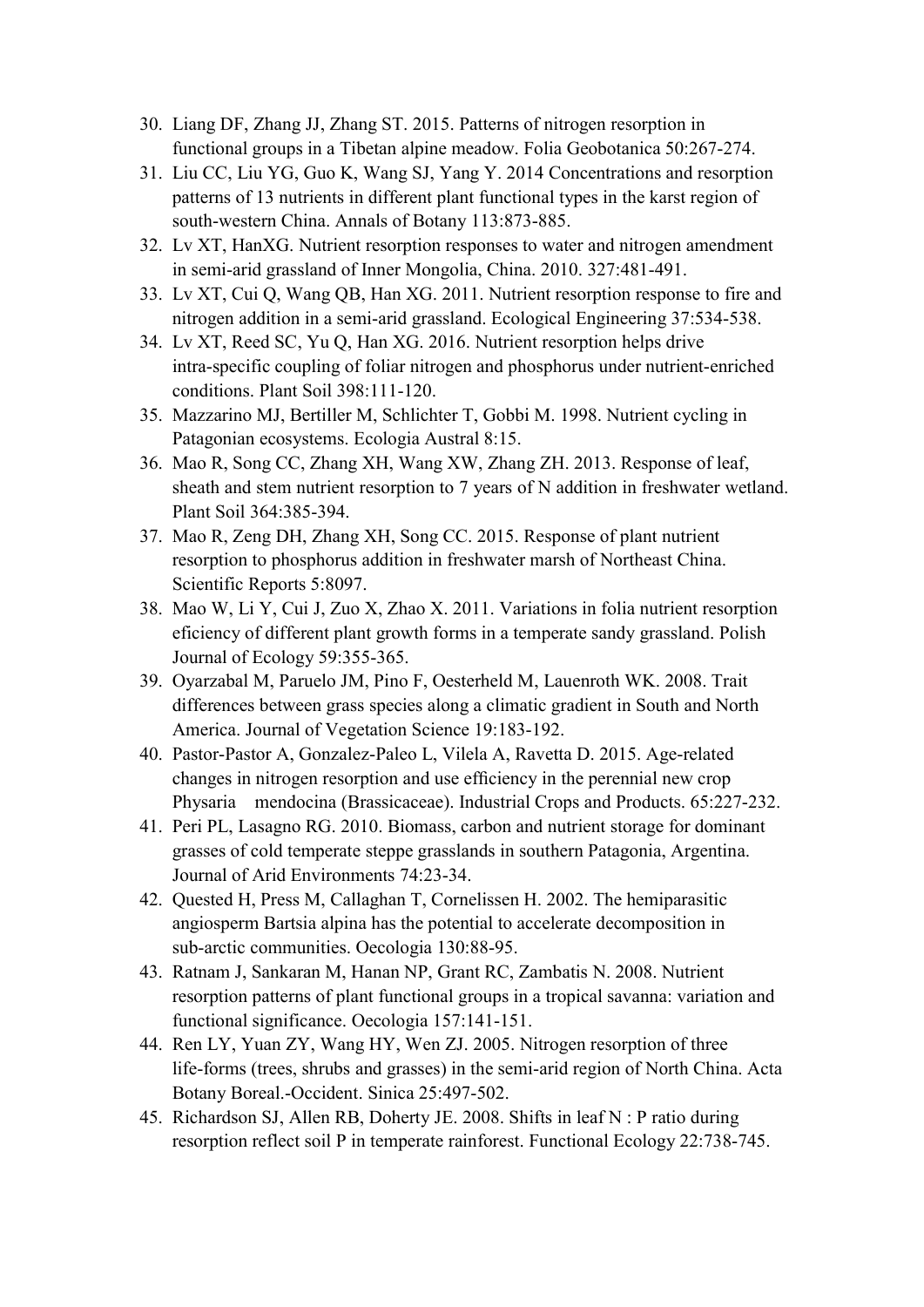30. Liang DF, Zhang JJ, Zhang ST. 2015. Patterns of nitrogen resorption in functional groups in a Tibetan alpine meadow. Folia Geobotanica 50:267-274.
31. Liu CC, Liu YG, Guo K, Wang SJ, Yang Y. 2014 Concentrations and resorption patterns of 13 nutrients in different plant functional types in the karst region of south-western China. Annals of Botany 113:873-885.
32. Lv XT, HanXG. Nutrient resorption responses to water and nitrogen amendment in semi-arid grassland of Inner Mongolia, China. 2010. 327:481-491.
33. Lv XT, Cui Q, Wang QB, Han XG. 2011. Nutrient resorption response to fire and nitrogen addition in a semi-arid grassland. Ecological Engineering 37:534-538.
34. Lv XT, Reed SC, Yu Q, Han XG. 2016. Nutrient resorption helps drive intra-specific coupling of foliar nitrogen and phosphorus under nutrient-enriched conditions. Plant Soil 398:111-120.
35. Mazzarino MJ, Bertiller M, Schlichter T, Gobbi M. 1998. Nutrient cycling in Patagonian ecosystems. Ecologia Austral 8:15.
36. Mao R, Song CC, Zhang XH, Wang XW, Zhang ZH. 2013. Response of leaf, sheath and stem nutrient resorption to 7 years of N addition in freshwater wetland. Plant Soil 364:385-394.
37. Mao R, Zeng DH, Zhang XH, Song CC. 2015. Response of plant nutrient resorption to phosphorus addition in freshwater marsh of Northeast China. Scientific Reports 5:8097.
38. Mao W, Li Y, Cui J, Zuo X, Zhao X. 2011. Variations in folia nutrient resorption eficiency of different plant growth forms in a temperate sandy grassland. Polish Journal of Ecology 59:355-365.
39. Oyarzabal M, Paruelo JM, Pino F, Oesterheld M, Lauenroth WK. 2008. Trait differences between grass species along a climatic gradient in South and North America. Journal of Vegetation Science 19:183-192.
40. Pastor-Pastor A, Gonzalez-Paleo L, Vilela A, Ravetta D. 2015. Age-related changes in nitrogen resorption and use efficiency in the perennial new crop Physaria mendocina (Brassicaceae). Industrial Crops and Products. 65:227-232.
41. Peri PL, Lasagno RG. 2010. Biomass, carbon and nutrient storage for dominant grasses of cold temperate steppe grasslands in southern Patagonia, Argentina. Journal of Arid Environments 74:23-34.
42. Quested H, Press M, Callaghan T, Cornelissen H. 2002. The hemiparasitic angiosperm Bartsia alpina has the potential to accelerate decomposition in sub-arctic communities. Oecologia 130:88-95.
43. Ratnam J, Sankaran M, Hanan NP, Grant RC, Zambatis N. 2008. Nutrient resorption patterns of plant functional groups in a tropical savanna: variation and functional significance. Oecologia 157:141-151.
44. Ren LY, Yuan ZY, Wang HY, Wen ZJ. 2005. Nitrogen resorption of three life-forms (trees, shrubs and grasses) in the semi-arid region of North China. Acta Botany Boreal.-Occident. Sinica 25:497-502.
45. Richardson SJ, Allen RB, Doherty JE. 2008. Shifts in leaf N : P ratio during resorption reflect soil P in temperate rainforest. Functional Ecology 22:738-745.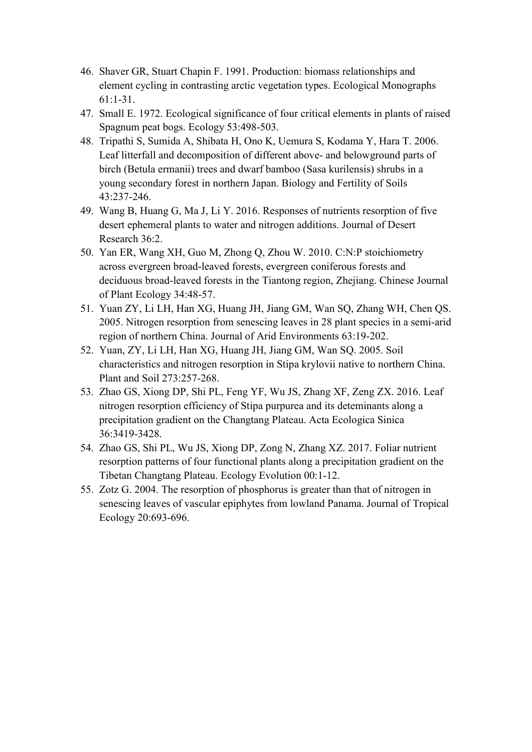46. Shaver GR, Stuart Chapin F. 1991. Production: biomass relationships and element cycling in contrasting arctic vegetation types. Ecological Monographs 61:1-31.
47. Small E. 1972. Ecological significance of four critical elements in plants of raised Spagnum peat bogs. Ecology 53:498-503.
48. Tripathi S, Sumida A, Shibata H, Ono K, Uemura S, Kodama Y, Hara T. 2006. Leaf litterfall and decomposition of different above- and belowground parts of birch (Betula ermanii) trees and dwarf bamboo (Sasa kurilensis) shrubs in a young secondary forest in northern Japan. Biology and Fertility of Soils 43:237-246.
49. Wang B, Huang G, Ma J, Li Y. 2016. Responses of nutrients resorption of five desert ephemeral plants to water and nitrogen additions. Journal of Desert Research 36:2.
50. Yan ER, Wang XH, Guo M, Zhong Q, Zhou W. 2010. C:N:P stoichiometry across evergreen broad-leaved forests, evergreen coniferous forests and deciduous broad-leaved forests in the Tiantong region, Zhejiang. Chinese Journal of Plant Ecology 34:48-57.
51. Yuan ZY, Li LH, Han XG, Huang JH, Jiang GM, Wan SQ, Zhang WH, Chen QS. 2005. Nitrogen resorption from senescing leaves in 28 plant species in a semi-arid region of northern China. Journal of Arid Environments 63:19-202.
52. Yuan, ZY, Li LH, Han XG, Huang JH, Jiang GM, Wan SQ. 2005. Soil characteristics and nitrogen resorption in Stipa krylovii native to northern China. Plant and Soil 273:257-268.
53. Zhao GS, Xiong DP, Shi PL, Feng YF, Wu JS, Zhang XF, Zeng ZX. 2016. Leaf nitrogen resorption efficiency of Stipa purpurea and its deteminants along a precipitation gradient on the Changtang Plateau. Acta Ecologica Sinica 36:3419-3428.
54. Zhao GS, Shi PL, Wu JS, Xiong DP, Zong N, Zhang XZ. 2017. Foliar nutrient resorption patterns of four functional plants along a precipitation gradient on the Tibetan Changtang Plateau. Ecology Evolution 00:1-12.
55. Zotz G. 2004. The resorption of phosphorus is greater than that of nitrogen in senescing leaves of vascular epiphytes from lowland Panama. Journal of Tropical Ecology 20:693-696.